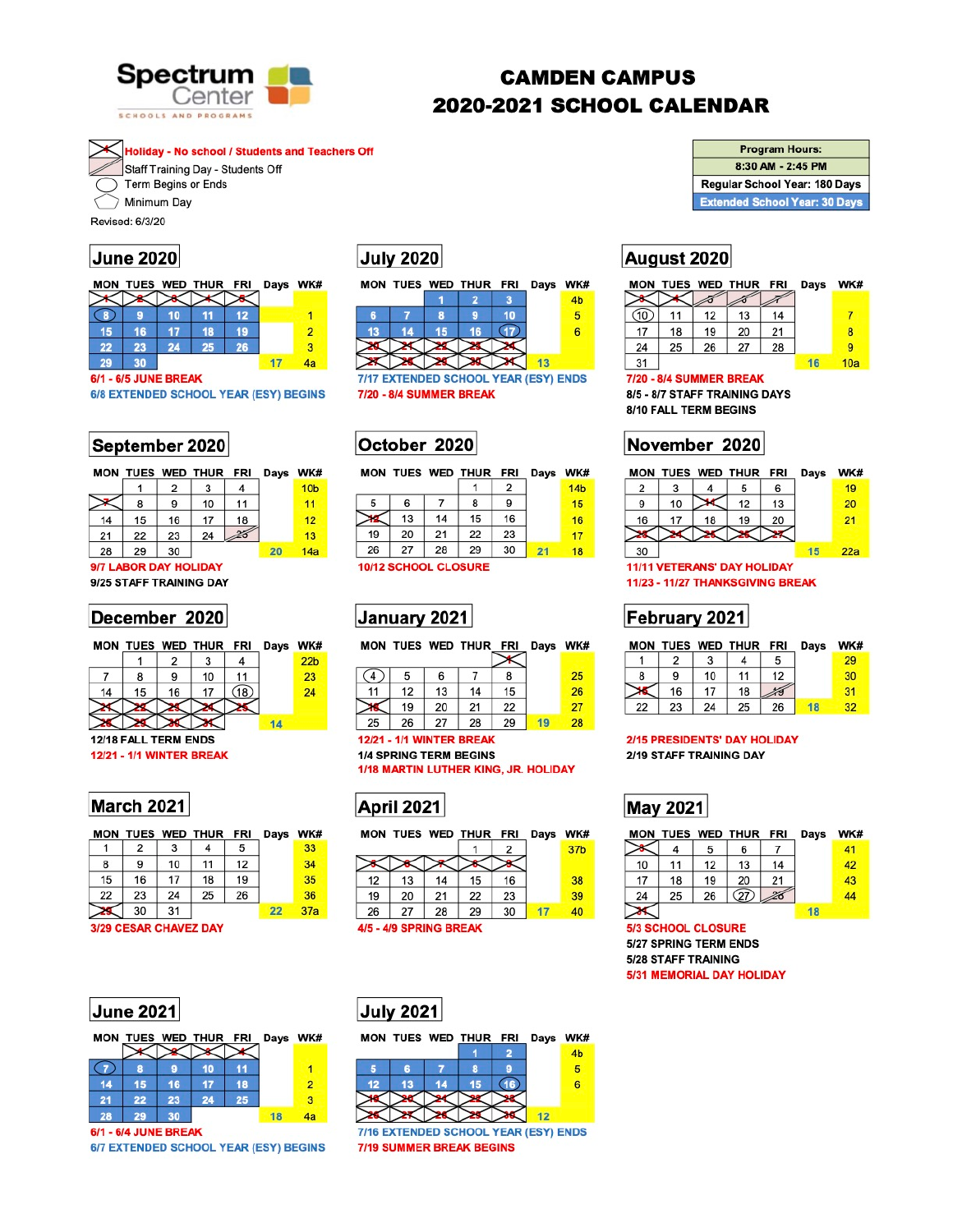# Spectrum Center

SCHOOLS AND PROGRAMS

# CAMDEN CAMPUS
# 2020-2021 SCHOOL CALENDAR

- Holiday - No school / Students and Teachers Off
- Staff Training Day - Students Off
- Term Begins or Ends
- Minimum Day

Revised: 6/3/20

| Program Hours: |
|---|
| 8:30 AM - 2:45 PM |
| Regular School Year: 180 Days |
| Extended School Year: 30 Days |

## June 2020

| MON | TUES | WED | THUR | FRI | Days | WK# |
|---|---|---|---|---|---|---|
| 1 | 2 | 3 | 4 | 5 | | |
| 8 | 9 | 10 | 11 | 12 | | 1 |
| 15 | 16 | 17 | 18 | 19 | | 2 |
| 22 | 23 | 24 | 25 | 26 | | 3 |
| 29 | 30 | | | | 17 | 4a |

6/1 - 6/5 JUNE BREAK

6/8 EXTENDED SCHOOL YEAR (ESY) BEGINS

## July 2020

| MON | TUES | WED | THUR | FRI | Days | WK# |
|---|---|---|---|---|---|---|
| | | 1 | 2 | 3 | | 4b |
| 6 | 7 | 8 | 9 | 10 | | 5 |
| 13 | 14 | 15 | 16 | 17 | | 6 |
| 20 | 21 | 22 | 23 | 24 | | |
| 27 | 28 | 29 | 30 | 31 | 13 | |

7/17 EXTENDED SCHOOL YEAR (ESY) ENDS

7/20 - 8/4 SUMMER BREAK

## August 2020

| MON | TUES | WED | THUR | FRI | Days | WK# |
|---|---|---|---|---|---|---|
| 3 | 4 | 5 | 6 | 7 | | |
| 10 | 11 | 12 | 13 | 14 | | 7 |
| 17 | 18 | 19 | 20 | 21 | | 8 |
| 24 | 25 | 26 | 27 | 28 | | 9 |
| 31 | | | | | 16 | 10a |

7/20 - 8/4 SUMMER BREAK

8/5 - 8/7 STAFF TRAINING DAYS

8/10 FALL TERM BEGINS

## September 2020

| MON | TUES | WED | THUR | FRI | Days | WK# |
|---|---|---|---|---|---|---|
| | 1 | 2 | 3 | 4 | | 10b |
| 7 | 8 | 9 | 10 | 11 | | 11 |
| 14 | 15 | 16 | 17 | 18 | | 12 |
| 21 | 22 | 23 | 24 | 25 | | 13 |
| 28 | 29 | 30 | | | 20 | 14a |

9/7 LABOR DAY HOLIDAY

9/25 STAFF TRAINING DAY

## October 2020

| MON | TUES | WED | THUR | FRI | Days | WK# |
|---|---|---|---|---|---|---|
| | | | 1 | 2 | | 14b |
| 5 | 6 | 7 | 8 | 9 | | 15 |
| 12 | 13 | 14 | 15 | 16 | | 16 |
| 19 | 20 | 21 | 22 | 23 | | 17 |
| 26 | 27 | 28 | 29 | 30 | 21 | 18 |

10/12 SCHOOL CLOSURE

## November 2020

| MON | TUES | WED | THUR | FRI | Days | WK# |
|---|---|---|---|---|---|---|
| 2 | 3 | 4 | 5 | 6 | | 19 |
| 9 | 10 | 11 | 12 | 13 | | 20 |
| 16 | 17 | 18 | 19 | 20 | | 21 |
| 23 | 24 | 25 | 26 | 27 | | |
| 30 | | | | | 15 | 22a |

11/11 VETERANS' DAY HOLIDAY

11/23 - 11/27 THANKSGIVING BREAK

## December 2020

| MON | TUES | WED | THUR | FRI | Days | WK# |
|---|---|---|---|---|---|---|
| | 1 | 2 | 3 | 4 | | 22b |
| 7 | 8 | 9 | 10 | 11 | | 23 |
| 14 | 15 | 16 | 17 | 18 | | 24 |
| 21 | 22 | 23 | 24 | 25 | | |
| 28 | 29 | 30 | 31 | | 14 | |

12/18 FALL TERM ENDS

12/21 - 1/1 WINTER BREAK

## January 2021

| MON | TUES | WED | THUR | FRI | Days | WK# |
|---|---|---|---|---|---|---|
| | | | | 1 | | |
| 4 | 5 | 6 | 7 | 8 | | 25 |
| 11 | 12 | 13 | 14 | 15 | | 26 |
| 18 | 19 | 20 | 21 | 22 | | 27 |
| 25 | 26 | 27 | 28 | 29 | 19 | 28 |

12/21 - 1/1 WINTER BREAK

1/4 SPRING TERM BEGINS

1/18 MARTIN LUTHER KING, JR. HOLIDAY

## February 2021

| MON | TUES | WED | THUR | FRI | Days | WK# |
|---|---|---|---|---|---|---|
| 1 | 2 | 3 | 4 | 5 | | 29 |
| 8 | 9 | 10 | 11 | 12 | | 30 |
| 15 | 16 | 17 | 18 | 19 | | 31 |
| 22 | 23 | 24 | 25 | 26 | 18 | 32 |

2/15 PRESIDENTS' DAY HOLIDAY

2/19 STAFF TRAINING DAY

## March 2021

| MON | TUES | WED | THUR | FRI | Days | WK# |
|---|---|---|---|---|---|---|
| 1 | 2 | 3 | 4 | 5 | | 33 |
| 8 | 9 | 10 | 11 | 12 | | 34 |
| 15 | 16 | 17 | 18 | 19 | | 35 |
| 22 | 23 | 24 | 25 | 26 | | 36 |
| 29 | 30 | 31 | | | 22 | 37a |

3/29 CESAR CHAVEZ DAY

## April 2021

| MON | TUES | WED | THUR | FRI | Days | WK# |
|---|---|---|---|---|---|---|
| | | | 1 | 2 | | 37b |
| 5 | 6 | 7 | 8 | 9 | | |
| 12 | 13 | 14 | 15 | 16 | | 38 |
| 19 | 20 | 21 | 22 | 23 | | 39 |
| 26 | 27 | 28 | 29 | 30 | 17 | 40 |

4/5 - 4/9 SPRING BREAK

## May 2021

| MON | TUES | WED | THUR | FRI | Days | WK# |
|---|---|---|---|---|---|---|
| 3 | 4 | 5 | 6 | 7 | | 41 |
| 10 | 11 | 12 | 13 | 14 | | 42 |
| 17 | 18 | 19 | 20 | 21 | | 43 |
| 24 | 25 | 26 | 27 | 28 | | 44 |
| 31 | | | | | 18 | |

5/3 SCHOOL CLOSURE

5/27 SPRING TERM ENDS

5/28 STAFF TRAINING

5/31 MEMORIAL DAY HOLIDAY

## June 2021

| MON | TUES | WED | THUR | FRI | Days | WK# |
|---|---|---|---|---|---|---|
| | 1 | 2 | 3 | 4 | | |
| 7 | 8 | 9 | 10 | 11 | | 1 |
| 14 | 15 | 16 | 17 | 18 | | 2 |
| 21 | 22 | 23 | 24 | 25 | | 3 |
| 28 | 29 | 30 | | | 18 | 4a |

6/1 - 6/4 JUNE BREAK

6/7 EXTENDED SCHOOL YEAR (ESY) BEGINS

## July 2021

| MON | TUES | WED | THUR | FRI | Days | WK# |
|---|---|---|---|---|---|---|
| | | | 1 | 2 | | 4b |
| 5 | 6 | 7 | 8 | 9 | | 5 |
| 12 | 13 | 14 | 15 | 16 | | 6 |
| 19 | 20 | 21 | 22 | 23 | | |
| 26 | 27 | 28 | 29 | 30 | 12 | |

7/16 EXTENDED SCHOOL YEAR (ESY) ENDS

7/19 SUMMER BREAK BEGINS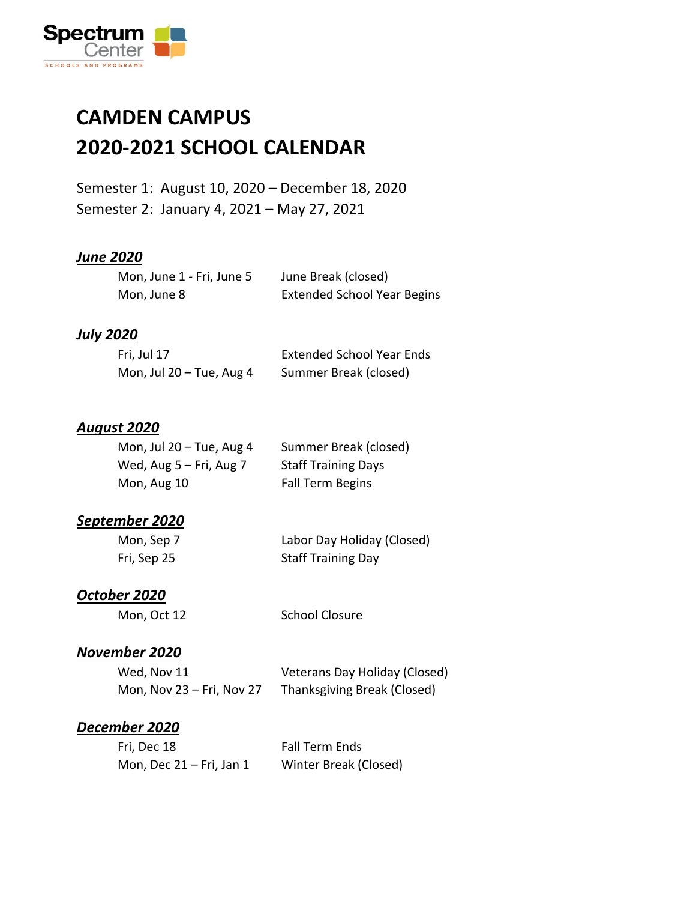# CAMDEN CAMPUS
# 2020-2021 SCHOOL CALENDAR

Semester 1: August 10, 2020 – December 18, 2020
Semester 2: January 4, 2021 – May 27, 2021

### ***June 2020***

| | |
|---|---|
| Mon, June 1 - Fri, June 5 | June Break (closed) |
| Mon, June 8 | Extended School Year Begins |

### ***July 2020***

| | |
|---|---|
| Fri, Jul 17 | Extended School Year Ends |
| Mon, Jul 20 – Tue, Aug 4 | Summer Break (closed) |

### ***August 2020***

| | |
|---|---|
| Mon, Jul 20 – Tue, Aug 4 | Summer Break (closed) |
| Wed, Aug 5 – Fri, Aug 7 | Staff Training Days |
| Mon, Aug 10 | Fall Term Begins |

### ***September 2020***

| | |
|---|---|
| Mon, Sep 7 | Labor Day Holiday (Closed) |
| Fri, Sep 25 | Staff Training Day |

### ***October 2020***

| | |
|---|---|
| Mon, Oct 12 | School Closure |

### ***November 2020***

| | |
|---|---|
| Wed, Nov 11 | Veterans Day Holiday (Closed) |
| Mon, Nov 23 – Fri, Nov 27 | Thanksgiving Break (Closed) |

### ***December 2020***

| | |
|---|---|
| Fri, Dec 18 | Fall Term Ends |
| Mon, Dec 21 – Fri, Jan 1 | Winter Break (Closed) |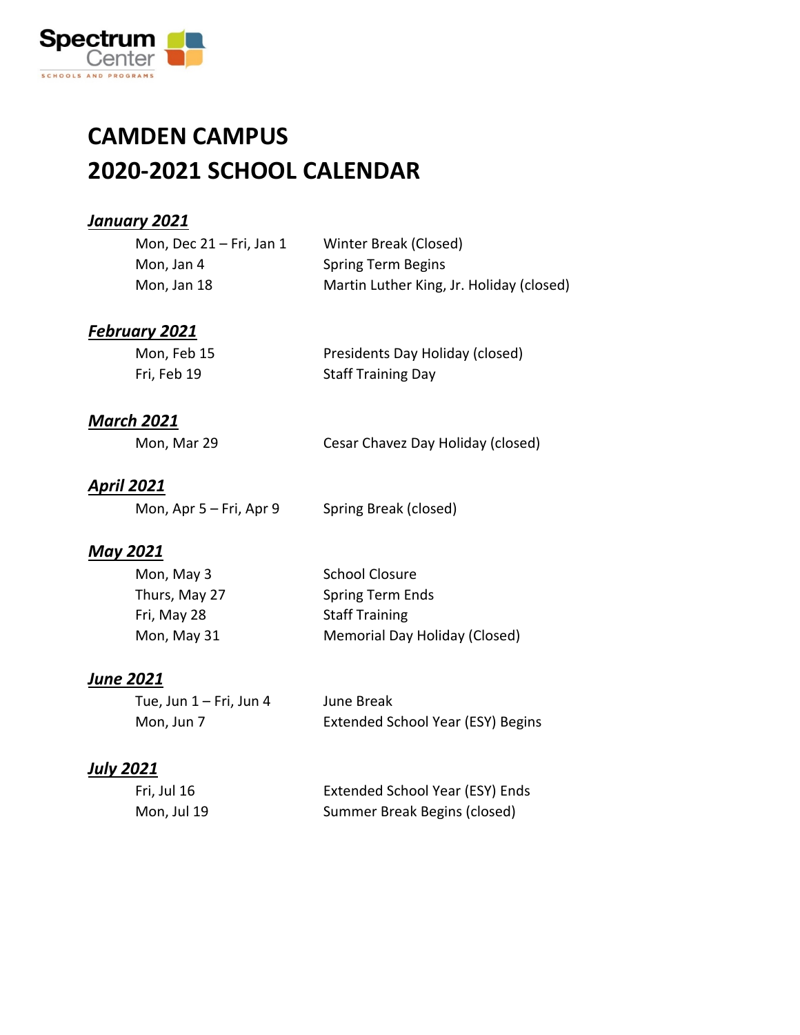# CAMDEN CAMPUS
# 2020-2021 SCHOOL CALENDAR

## ***January 2021***

| | |
|---|---|
| Mon, Dec 21 – Fri, Jan 1 | Winter Break (Closed) |
| Mon, Jan 4 | Spring Term Begins |
| Mon, Jan 18 | Martin Luther King, Jr. Holiday (closed) |

## ***February 2021***

| | |
|---|---|
| Mon, Feb 15 | Presidents Day Holiday (closed) |
| Fri, Feb 19 | Staff Training Day |

## ***March 2021***

| | |
|---|---|
| Mon, Mar 29 | Cesar Chavez Day Holiday (closed) |

## ***April 2021***

| | |
|---|---|
| Mon, Apr 5 – Fri, Apr 9 | Spring Break (closed) |

## ***May 2021***

| | |
|---|---|
| Mon, May 3 | School Closure |
| Thurs, May 27 | Spring Term Ends |
| Fri, May 28 | Staff Training |
| Mon, May 31 | Memorial Day Holiday (Closed) |

## ***June 2021***

| | |
|---|---|
| Tue, Jun 1 – Fri, Jun 4 | June Break |
| Mon, Jun 7 | Extended School Year (ESY) Begins |

## ***July 2021***

| | |
|---|---|
| Fri, Jul 16 | Extended School Year (ESY) Ends |
| Mon, Jul 19 | Summer Break Begins (closed) |